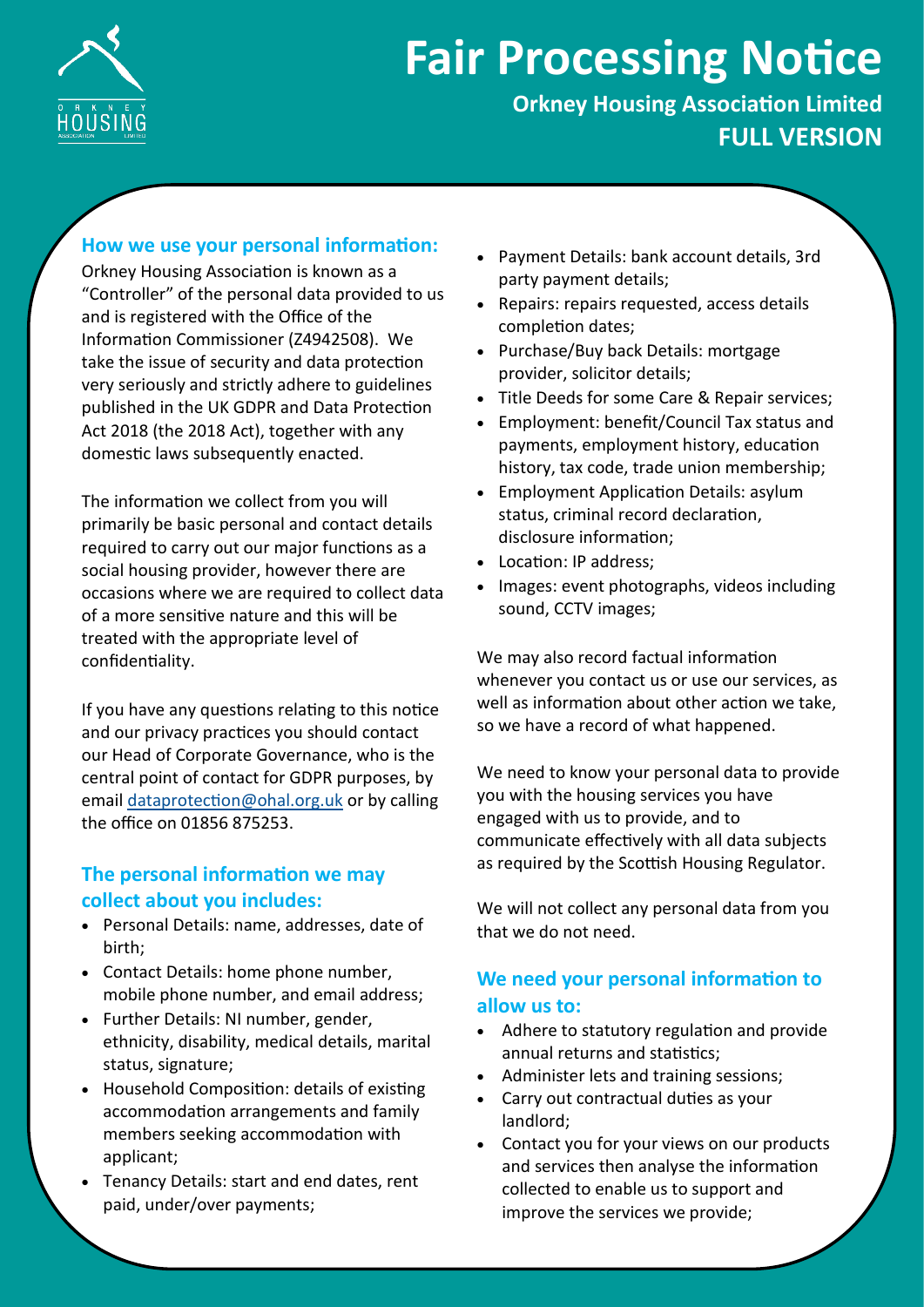# Fair Processing Notice

**Orkney Housing Association Limited**

**FULL VERSION**

## How we use your personal information:

Orkney Housing Association is known as a "Controller" of the personal data provided to us and is registered with the Office of the Information Commissioner (Z4942508). We take the issue of security and data protection very seriously and strictly adhere to guidelines published in the UK GDPR and Data Protection Act 2018 (the 2018 Act), together with any domestic laws subsequently enacted.

The information we collect from you will primarily be basic personal and contact details required to carry out our major functions as a social housing provider, however there are occasions where we are required to collect data of a more sensitive nature and this will be treated with the appropriate level of confidentiality.

If you have any questions relating to this notice and our privacy practices you should contact our Head of Corporate Governance, who is the central point of contact for GDPR purposes, by email dataprotection@ohal.org.uk or by calling the office on 01856 875253.

## The personal information we may collect about you includes:

- Personal Details: name, addresses, date of birth;
- Contact Details: home phone number, mobile phone number, and email address;
- Further Details: NI number, gender, ethnicity, disability, medical details, marital status, signature;
- Household Composition: details of existing accommodation arrangements and family members seeking accommodation with applicant;
- Tenancy Details: start and end dates, rent paid, under/over payments;
- Payment Details: bank account details, 3rd party payment details;
- Repairs: repairs requested, access details completion dates;
- Purchase/Buy back Details: mortgage provider, solicitor details;
- Title Deeds for some Care & Repair services;
- Employment: benefit/Council Tax status and payments, employment history, education history, tax code, trade union membership;
- Employment Application Details: asylum status, criminal record declaration, disclosure information;
- Location: IP address;
- Images: event photographs, videos including sound, CCTV images;

We may also record factual information whenever you contact us or use our services, as well as information about other action we take, so we have a record of what happened.

We need to know your personal data to provide you with the housing services you have engaged with us to provide, and to communicate effectively with all data subjects as required by the Scottish Housing Regulator.

We will not collect any personal data from you that we do not need.

## We need your personal information to allow us to:

- Adhere to statutory regulation and provide annual returns and statistics;
- Administer lets and training sessions;
- Carry out contractual duties as your landlord;
- Contact you for your views on our products and services then analyse the information collected to enable us to support and improve the services we provide;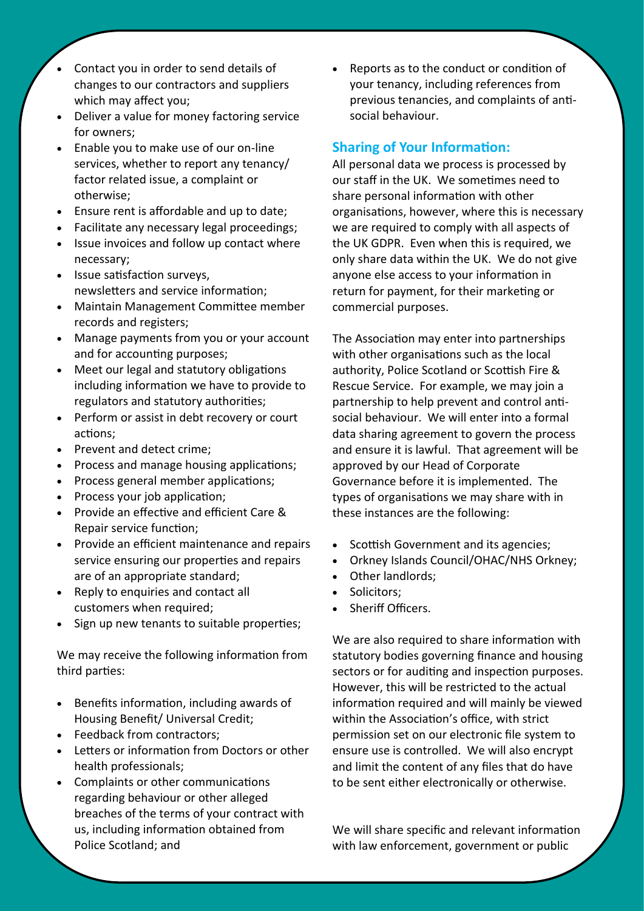- Contact you in order to send details of changes to our contractors and suppliers which may affect you;
- Deliver a value for money factoring service for owners;
- Enable you to make use of our on-line services, whether to report any tenancy/ factor related issue, a complaint or otherwise;
- Ensure rent is affordable and up to date;
- Facilitate any necessary legal proceedings;
- Issue invoices and follow up contact where necessary;
- Issue satisfaction surveys, newsletters and service information;
- Maintain Management Committee member records and registers;
- Manage payments from you or your account and for accounting purposes;
- Meet our legal and statutory obligations including information we have to provide to regulators and statutory authorities;
- Perform or assist in debt recovery or court actions;
- Prevent and detect crime;
- Process and manage housing applications;
- Process general member applications;
- Process your job application;
- Provide an effective and efficient Care & Repair service function;
- Provide an efficient maintenance and repairs service ensuring our properties and repairs are of an appropriate standard;
- Reply to enquiries and contact all customers when required;
- Sign up new tenants to suitable properties;

We may receive the following information from third parties:

- Benefits information, including awards of Housing Benefit/ Universal Credit;
- Feedback from contractors;
- Letters or information from Doctors or other health professionals;
- Complaints or other communications regarding behaviour or other alleged breaches of the terms of your contract with us, including information obtained from Police Scotland; and
- Reports as to the conduct or condition of your tenancy, including references from previous tenancies, and complaints of anti-social behaviour.

## Sharing of Your Information:

All personal data we process is processed by our staff in the UK. We sometimes need to share personal information with other organisations, however, where this is necessary we are required to comply with all aspects of the UK GDPR. Even when this is required, we only share data within the UK. We do not give anyone else access to your information in return for payment, for their marketing or commercial purposes.

The Association may enter into partnerships with other organisations such as the local authority, Police Scotland or Scottish Fire & Rescue Service. For example, we may join a partnership to help prevent and control anti-social behaviour. We will enter into a formal data sharing agreement to govern the process and ensure it is lawful. That agreement will be approved by our Head of Corporate Governance before it is implemented. The types of organisations we may share with in these instances are the following:

- Scottish Government and its agencies;
- Orkney Islands Council/OHAC/NHS Orkney;
- Other landlords;
- Solicitors;
- Sheriff Officers.

We are also required to share information with statutory bodies governing finance and housing sectors or for auditing and inspection purposes. However, this will be restricted to the actual information required and will mainly be viewed within the Association's office, with strict permission set on our electronic file system to ensure use is controlled. We will also encrypt and limit the content of any files that do have to be sent either electronically or otherwise.

We will share specific and relevant information with law enforcement, government or public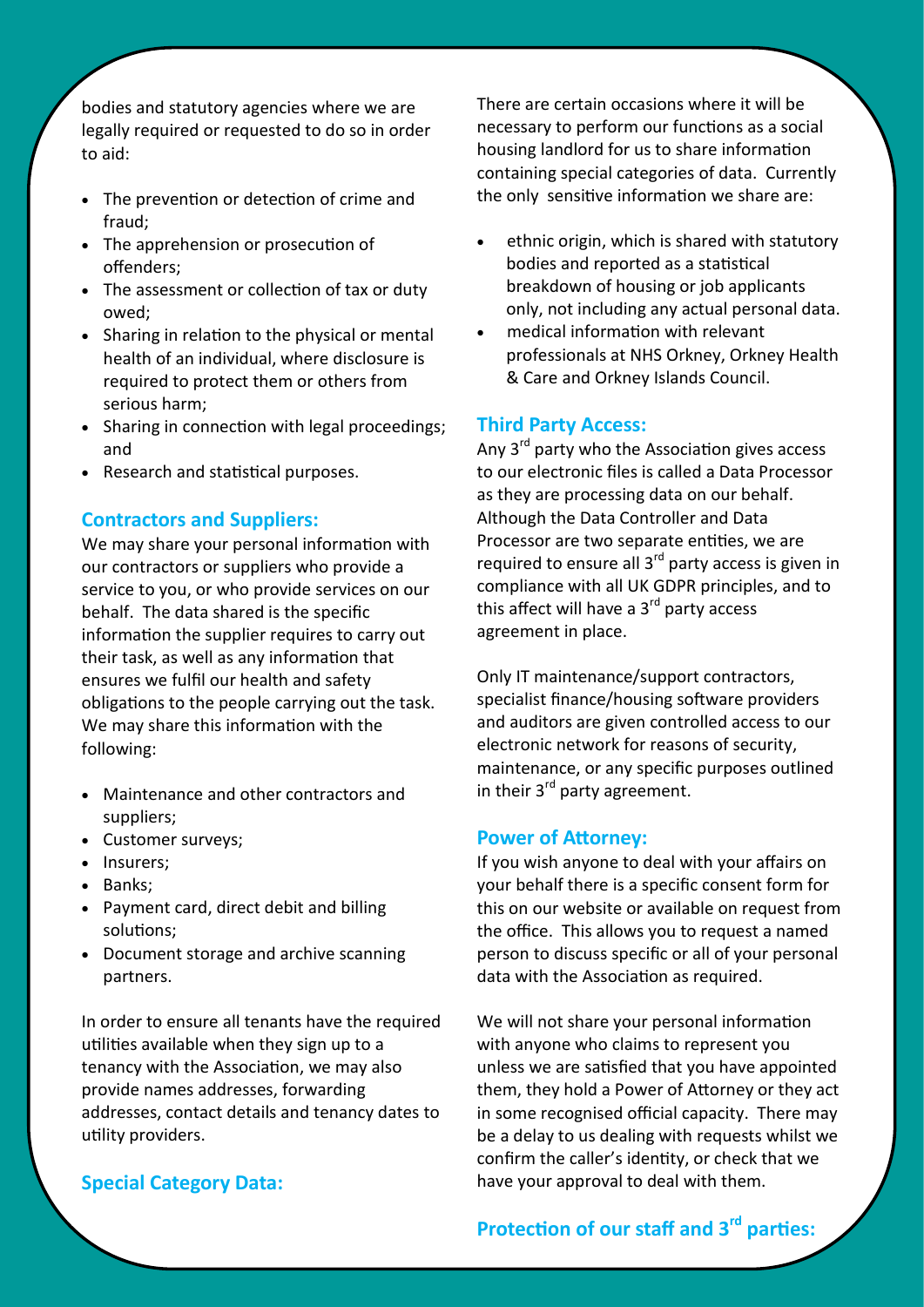bodies and statutory agencies where we are legally required or requested to do so in order to aid:

- The prevention or detection of crime and fraud;
- The apprehension or prosecution of offenders;
- The assessment or collection of tax or duty owed;
- Sharing in relation to the physical or mental health of an individual, where disclosure is required to protect them or others from serious harm;
- Sharing in connection with legal proceedings; and
- Research and statistical purposes.

## Contractors and Suppliers:

We may share your personal information with our contractors or suppliers who provide a service to you, or who provide services on our behalf. The data shared is the specific information the supplier requires to carry out their task, as well as any information that ensures we fulfil our health and safety obligations to the people carrying out the task. We may share this information with the following:

- Maintenance and other contractors and suppliers;
- Customer surveys;
- Insurers;
- Banks;
- Payment card, direct debit and billing solutions;
- Document storage and archive scanning partners.

In order to ensure all tenants have the required utilities available when they sign up to a tenancy with the Association, we may also provide names addresses, forwarding addresses, contact details and tenancy dates to utility providers.

## Special Category Data:

There are certain occasions where it will be necessary to perform our functions as a social housing landlord for us to share information containing special categories of data. Currently the only sensitive information we share are:

- ethnic origin, which is shared with statutory bodies and reported as a statistical breakdown of housing or job applicants only, not including any actual personal data.
- medical information with relevant professionals at NHS Orkney, Orkney Health & Care and Orkney Islands Council.

## Third Party Access:

Any 3rd party who the Association gives access to our electronic files is called a Data Processor as they are processing data on our behalf. Although the Data Controller and Data Processor are two separate entities, we are required to ensure all 3rd party access is given in compliance with all UK GDPR principles, and to this affect will have a 3rd party access agreement in place.

Only IT maintenance/support contractors, specialist finance/housing software providers and auditors are given controlled access to our electronic network for reasons of security, maintenance, or any specific purposes outlined in their 3rd party agreement.

## Power of Attorney:

If you wish anyone to deal with your affairs on your behalf there is a specific consent form for this on our website or available on request from the office. This allows you to request a named person to discuss specific or all of your personal data with the Association as required.

We will not share your personal information with anyone who claims to represent you unless we are satisfied that you have appointed them, they hold a Power of Attorney or they act in some recognised official capacity. There may be a delay to us dealing with requests whilst we confirm the caller's identity, or check that we have your approval to deal with them.

## Protection of our staff and 3rd parties: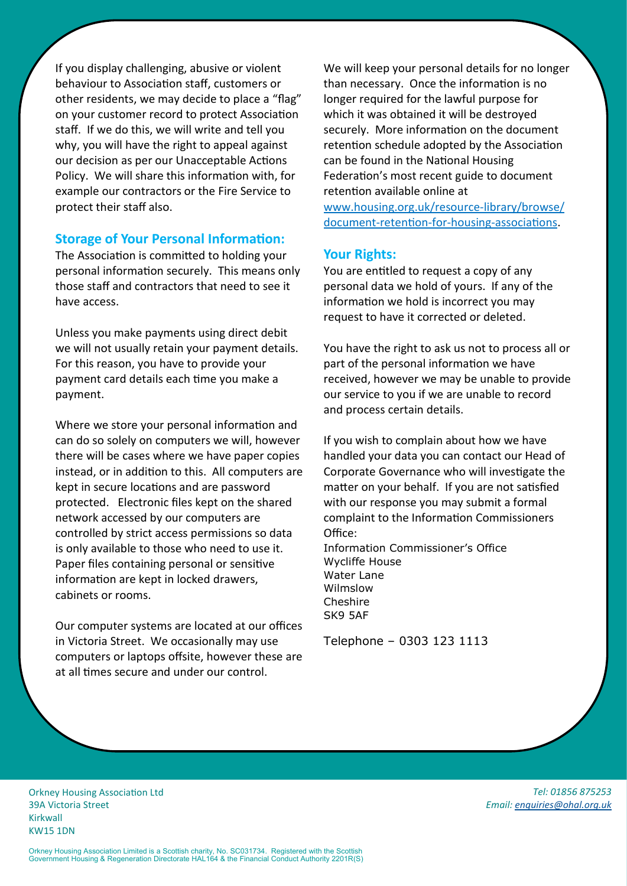If you display challenging, abusive or violent behaviour to Association staff, customers or other residents, we may decide to place a "flag" on your customer record to protect Association staff. If we do this, we will write and tell you why, you will have the right to appeal against our decision as per our Unacceptable Actions Policy. We will share this information with, for example our contractors or the Fire Service to protect their staff also.

## Storage of Your Personal Information:

The Association is committed to holding your personal information securely. This means only those staff and contractors that need to see it have access.

Unless you make payments using direct debit we will not usually retain your payment details. For this reason, you have to provide your payment card details each time you make a payment.

Where we store your personal information and can do so solely on computers we will, however there will be cases where we have paper copies instead, or in addition to this. All computers are kept in secure locations and are password protected. Electronic files kept on the shared network accessed by our computers are controlled by strict access permissions so data is only available to those who need to use it. Paper files containing personal or sensitive information are kept in locked drawers, cabinets or rooms.

Our computer systems are located at our offices in Victoria Street. We occasionally may use computers or laptops offsite, however these are at all times secure and under our control.

We will keep your personal details for no longer than necessary. Once the information is no longer required for the lawful purpose for which it was obtained it will be destroyed securely. More information on the document retention schedule adopted by the Association can be found in the National Housing Federation's most recent guide to document retention available online at [www.housing.org.uk/resource-library/browse/document-retention-for-housing-associations](www.housing.org.uk/resource-library/browse/document-retention-for-housing-associations).

## Your Rights:

You are entitled to request a copy of any personal data we hold of yours. If any of the information we hold is incorrect you may request to have it corrected or deleted.

You have the right to ask us not to process all or part of the personal information we have received, however we may be unable to provide our service to you if we are unable to record and process certain details.

If you wish to complain about how we have handled your data you can contact our Head of Corporate Governance who will investigate the matter on your behalf. If you are not satisfied with our response you may submit a formal complaint to the Information Commissioners Office:

Information Commissioner's Office
Wycliffe House
Water Lane
Wilmslow
Cheshire
SK9 5AF

Telephone – 0303 123 1113

Orkney Housing Association Ltd
39A Victoria Street
Kirkwall
KW15 1DN

*Tel: 01856 875253*
*Email: [enquiries@ohal.org.uk](mailto:enquiries@ohal.org.uk)*

Orkney Housing Association Limited is a Scottish charity, No. SC031734. Registered with the Scottish Government Housing & Regeneration Directorate HAL164 & the Financial Conduct Authority 2201R(S)